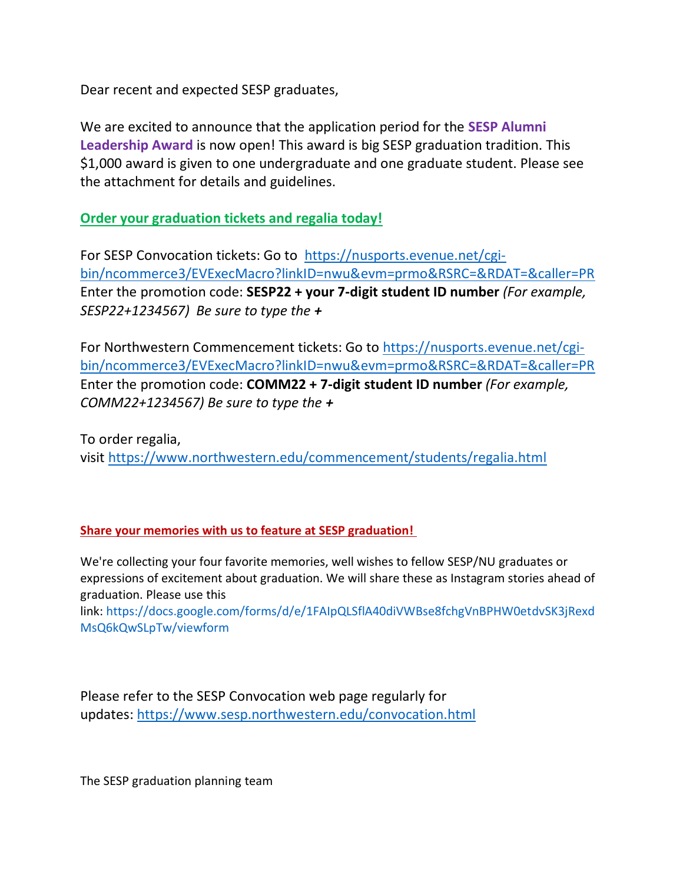Dear recent and expected SESP graduates,

We are excited to announce that the application period for the **SESP Alumni Leadership Award** is now open! This award is big SESP graduation tradition. This $1,000 award is given to one undergraduate and one graduate student. Please see the attachment for details and guidelines.

**Order your graduation tickets and regalia today!**

For SESP Convocation tickets: Go to https://nusports.evenue.net/cgi-bin/ncommerce3/EVExecMacro?linkID=nwu&evm=prmo&RSRC=&RDAT=&caller=PR
Enter the promotion code: **SESP22 + your 7-digit student ID number** *(For example, SESP22+1234567)  Be sure to type the* ***+***

For Northwestern Commencement tickets: Go to https://nusports.evenue.net/cgi-bin/ncommerce3/EVExecMacro?linkID=nwu&evm=prmo&RSRC=&RDAT=&caller=PR
Enter the promotion code: **COMM22 + 7-digit student ID number** *(For example, COMM22+1234567) Be sure to type the* ***+***

To order regalia,
visit https://www.northwestern.edu/commencement/students/regalia.html

**Share your memories with us to feature at SESP graduation!**

We're collecting your four favorite memories, well wishes to fellow SESP/NU graduates or expressions of excitement about graduation. We will share these as Instagram stories ahead of graduation. Please use this link: https://docs.google.com/forms/d/e/1FAIpQLSflA40diVWBse8fchgVnBPHW0etdvSK3jRexdMsQ6kQwSLpTw/viewform

Please refer to the SESP Convocation web page regularly for updates: https://www.sesp.northwestern.edu/convocation.html

The SESP graduation planning team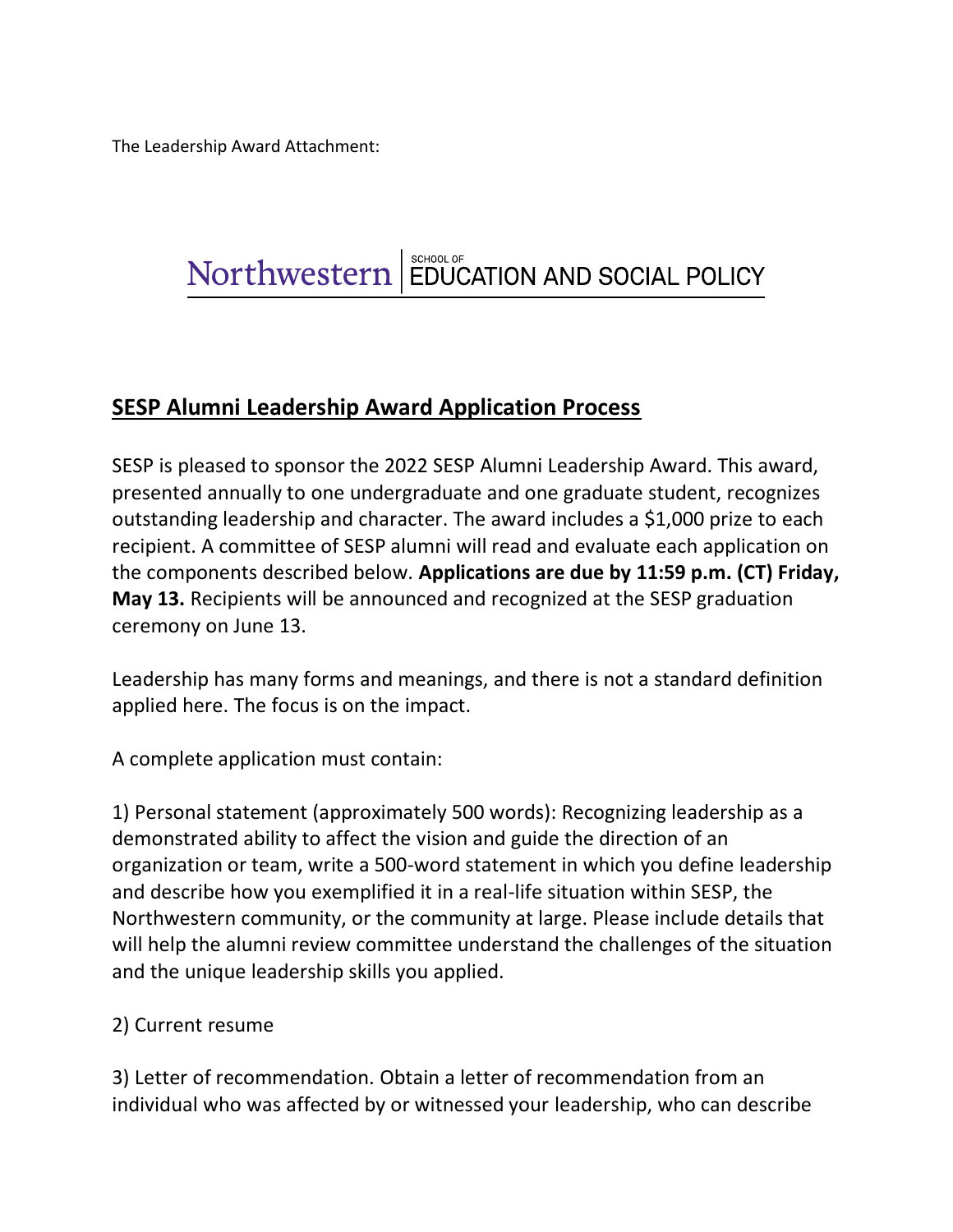The Leadership Award Attachment:

Northwestern | SCHOOL OF EDUCATION AND SOCIAL POLICY

## SESP Alumni Leadership Award Application Process

SESP is pleased to sponsor the 2022 SESP Alumni Leadership Award. This award, presented annually to one undergraduate and one graduate student, recognizes outstanding leadership and character. The award includes a $1,000 prize to each recipient. A committee of SESP alumni will read and evaluate each application on the components described below. **Applications are due by 11:59 p.m. (CT) Friday, May 13.** Recipients will be announced and recognized at the SESP graduation ceremony on June 13.

Leadership has many forms and meanings, and there is not a standard definition applied here. The focus is on the impact.

A complete application must contain:

1) Personal statement (approximately 500 words): Recognizing leadership as a demonstrated ability to affect the vision and guide the direction of an organization or team, write a 500-word statement in which you define leadership and describe how you exemplified it in a real-life situation within SESP, the Northwestern community, or the community at large. Please include details that will help the alumni review committee understand the challenges of the situation and the unique leadership skills you applied.

2) Current resume

3) Letter of recommendation. Obtain a letter of recommendation from an individual who was affected by or witnessed your leadership, who can describe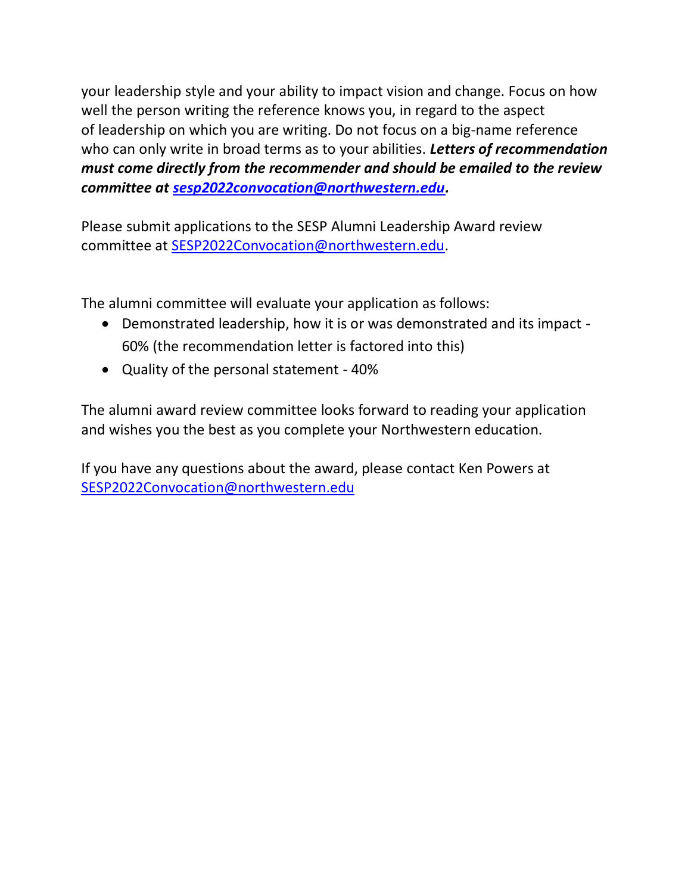your leadership style and your ability to impact vision and change. Focus on how well the person writing the reference knows you, in regard to the aspect of leadership on which you are writing. Do not focus on a big-name reference who can only write in broad terms as to your abilities. ***Letters of recommendation must come directly from the recommender and should be emailed to the review committee at sesp2022convocation@northwestern.edu.***

Please submit applications to the SESP Alumni Leadership Award review committee at SESP2022Convocation@northwestern.edu.

The alumni committee will evaluate your application as follows:

- Demonstrated leadership, how it is or was demonstrated and its impact - 60% (the recommendation letter is factored into this)
- Quality of the personal statement - 40%

The alumni award review committee looks forward to reading your application and wishes you the best as you complete your Northwestern education.

If you have any questions about the award, please contact Ken Powers at SESP2022Convocation@northwestern.edu